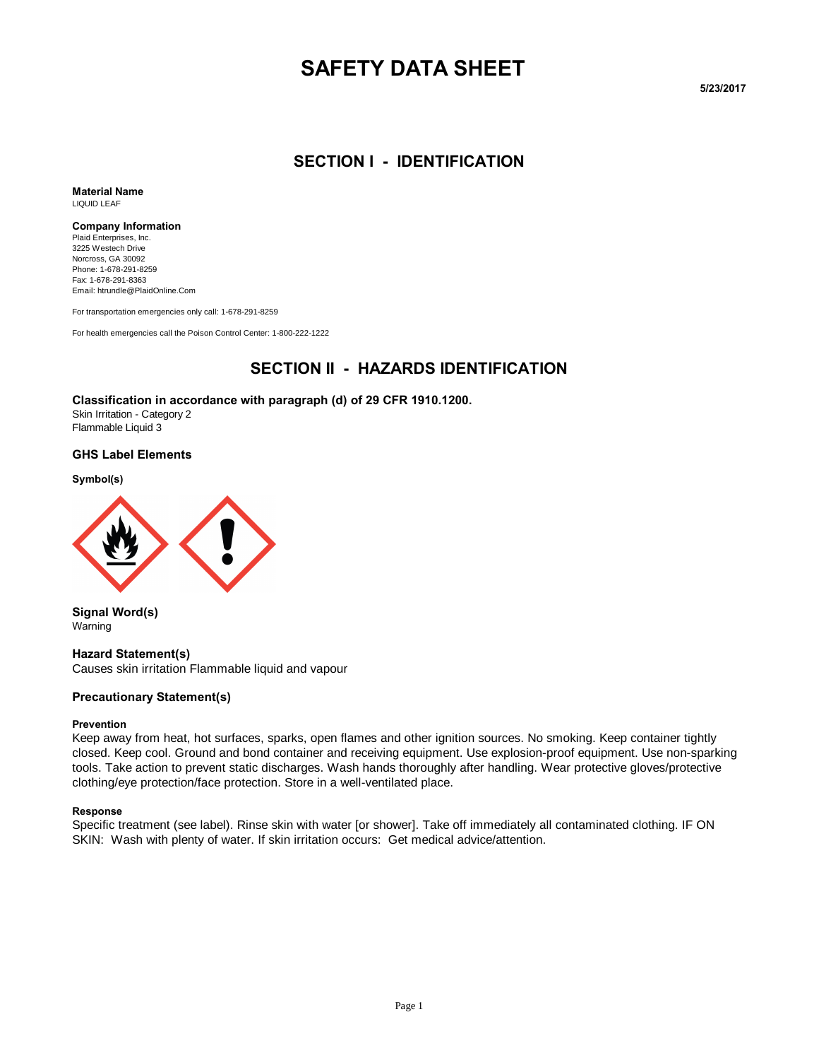# SAFETY DATA SHEET

5/23/2017

## SECTION I - IDENTIFICATION

**Material Name**
LIQUID LEAF

**Company Information**
Plaid Enterprises, Inc.
3225 Westech Drive
Norcross, GA 30092
Phone: 1-678-291-8259
Fax: 1-678-291-8363
Email: htrundle@PlaidOnline.Com

For transportation emergencies only call: 1-678-291-8259

For health emergencies call the Poison Control Center: 1-800-222-1222

## SECTION II - HAZARDS IDENTIFICATION

**Classification in accordance with paragraph (d) of 29 CFR 1910.1200.**
Skin Irritation - Category 2
Flammable Liquid 3

### GHS Label Elements

**Symbol(s)**

**Signal Word(s)**
Warning

**Hazard Statement(s)**
Causes skin irritation Flammable liquid and vapour

**Precautionary Statement(s)**

**Prevention**
Keep away from heat, hot surfaces, sparks, open flames and other ignition sources. No smoking. Keep container tightly closed. Keep cool. Ground and bond container and receiving equipment. Use explosion-proof equipment. Use non-sparking tools. Take action to prevent static discharges. Wash hands thoroughly after handling. Wear protective gloves/protective clothing/eye protection/face protection. Store in a well-ventilated place.

**Response**
Specific treatment (see label). Rinse skin with water [or shower]. Take off immediately all contaminated clothing. IF ON SKIN: Wash with plenty of water. If skin irritation occurs: Get medical advice/attention.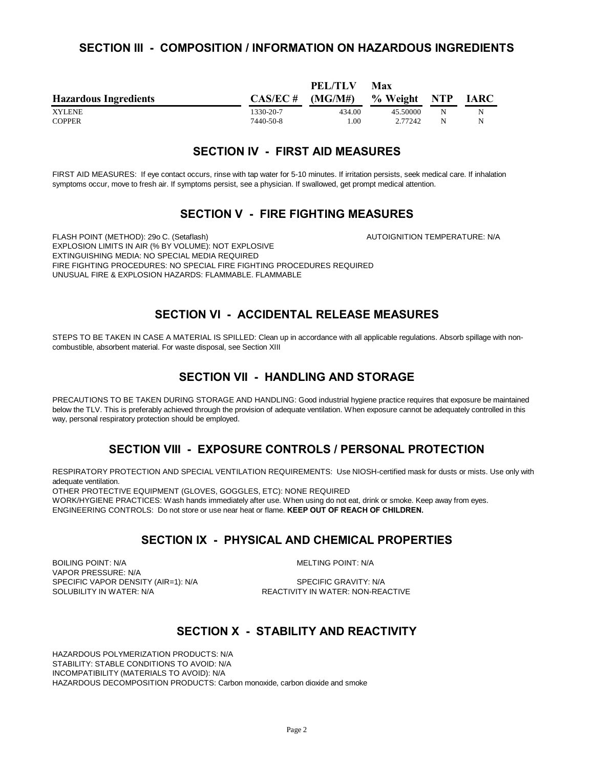## SECTION III - COMPOSITION / INFORMATION ON HAZARDOUS INGREDIENTS

| Hazardous Ingredients | CAS/EC # | PEL/TLV (MG/M#) | Max % Weight | NTP | IARC |
|---|---|---|---|---|---|
| XYLENE | 1330-20-7 | 434.00 | 45.50000 | N | N |
| COPPER | 7440-50-8 | 1.00 | 2.77242 | N | N |

## SECTION IV - FIRST AID MEASURES

FIRST AID MEASURES: If eye contact occurs, rinse with tap water for 5-10 minutes. If irritation persists, seek medical care. If inhalation symptoms occur, move to fresh air. If symptoms persist, see a physician. If swallowed, get prompt medical attention.

## SECTION V - FIRE FIGHTING MEASURES

FLASH POINT (METHOD): 29o C. (Setaflash)

AUTOIGNITION TEMPERATURE: N/A

EXPLOSION LIMITS IN AIR (% BY VOLUME): NOT EXPLOSIVE

EXTINGUISHING MEDIA: NO SPECIAL MEDIA REQUIRED

FIRE FIGHTING PROCEDURES: NO SPECIAL FIRE FIGHTING PROCEDURES REQUIRED

UNUSUAL FIRE & EXPLOSION HAZARDS: FLAMMABLE. FLAMMABLE

## SECTION VI - ACCIDENTAL RELEASE MEASURES

STEPS TO BE TAKEN IN CASE A MATERIAL IS SPILLED: Clean up in accordance with all applicable regulations. Absorb spillage with non-combustible, absorbent material. For waste disposal, see Section XIII

## SECTION VII - HANDLING AND STORAGE

PRECAUTIONS TO BE TAKEN DURING STORAGE AND HANDLING: Good industrial hygiene practice requires that exposure be maintained below the TLV. This is preferably achieved through the provision of adequate ventilation. When exposure cannot be adequately controlled in this way, personal respiratory protection should be employed.

## SECTION VIII - EXPOSURE CONTROLS / PERSONAL PROTECTION

RESPIRATORY PROTECTION AND SPECIAL VENTILATION REQUIREMENTS: Use NIOSH-certified mask for dusts or mists. Use only with adequate ventilation.

OTHER PROTECTIVE EQUIPMENT (GLOVES, GOGGLES, ETC): NONE REQUIRED

WORK/HYGIENE PRACTICES: Wash hands immediately after use. When using do not eat, drink or smoke. Keep away from eyes.

ENGINEERING CONTROLS: Do not store or use near heat or flame. **KEEP OUT OF REACH OF CHILDREN.**

## SECTION IX - PHYSICAL AND CHEMICAL PROPERTIES

BOILING POINT: N/A

MELTING POINT: N/A

VAPOR PRESSURE: N/A

SPECIFIC VAPOR DENSITY (AIR=1): N/A

SPECIFIC GRAVITY: N/A

SOLUBILITY IN WATER: N/A

REACTIVITY IN WATER: NON-REACTIVE

## SECTION X - STABILITY AND REACTIVITY

HAZARDOUS POLYMERIZATION PRODUCTS: N/A

STABILITY: STABLE CONDITIONS TO AVOID: N/A

INCOMPATIBILITY (MATERIALS TO AVOID): N/A

HAZARDOUS DECOMPOSITION PRODUCTS: Carbon monoxide, carbon dioxide and smoke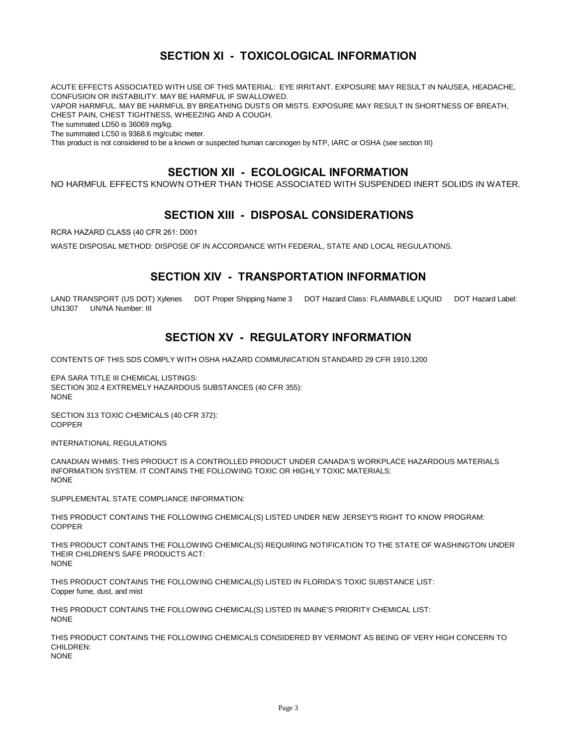## SECTION XI - TOXICOLOGICAL INFORMATION

ACUTE EFFECTS ASSOCIATED WITH USE OF THIS MATERIAL: EYE IRRITANT. EXPOSURE MAY RESULT IN NAUSEA, HEADACHE, CONFUSION OR INSTABILITY. MAY BE HARMFUL IF SWALLOWED.
VAPOR HARMFUL. MAY BE HARMFUL BY BREATHING DUSTS OR MISTS. EXPOSURE MAY RESULT IN SHORTNESS OF BREATH, CHEST PAIN, CHEST TIGHTNESS, WHEEZING AND A COUGH.
The summated LD50 is 36069 mg/kg.
The summated LC50 is 9368.6 mg/cubic meter.
This product is not considered to be a known or suspected human carcinogen by NTP, IARC or OSHA (see section III)

## SECTION XII - ECOLOGICAL INFORMATION

NO HARMFUL EFFECTS KNOWN OTHER THAN THOSE ASSOCIATED WITH SUSPENDED INERT SOLIDS IN WATER.

## SECTION XIII - DISPOSAL CONSIDERATIONS

RCRA HAZARD CLASS (40 CFR 261: D001

WASTE DISPOSAL METHOD: DISPOSE OF IN ACCORDANCE WITH FEDERAL, STATE AND LOCAL REGULATIONS.

## SECTION XIV - TRANSPORTATION INFORMATION

LAND TRANSPORT (US DOT) Xylenes DOT Proper Shipping Name 3 DOT Hazard Class: FLAMMABLE LIQUID DOT Hazard Label: UN1307 UN/NA Number: III

## SECTION XV - REGULATORY INFORMATION

CONTENTS OF THIS SDS COMPLY WITH OSHA HAZARD COMMUNICATION STANDARD 29 CFR 1910.1200

EPA SARA TITLE III CHEMICAL LISTINGS:
SECTION 302.4 EXTREMELY HAZARDOUS SUBSTANCES (40 CFR 355):
NONE

SECTION 313 TOXIC CHEMICALS (40 CFR 372):
COPPER

INTERNATIONAL REGULATIONS

CANADIAN WHMIS: THIS PRODUCT IS A CONTROLLED PRODUCT UNDER CANADA'S WORKPLACE HAZARDOUS MATERIALS INFORMATION SYSTEM. IT CONTAINS THE FOLLOWING TOXIC OR HIGHLY TOXIC MATERIALS:
NONE

SUPPLEMENTAL STATE COMPLIANCE INFORMATION:

THIS PRODUCT CONTAINS THE FOLLOWING CHEMICAL(S) LISTED UNDER NEW JERSEY'S RIGHT TO KNOW PROGRAM:
COPPER

THIS PRODUCT CONTAINS THE FOLLOWING CHEMICAL(S) REQUIRING NOTIFICATION TO THE STATE OF WASHINGTON UNDER THEIR CHILDREN'S SAFE PRODUCTS ACT:
NONE

THIS PRODUCT CONTAINS THE FOLLOWING CHEMICAL(S) LISTED IN FLORIDA'S TOXIC SUBSTANCE LIST:
Copper fume, dust, and mist

THIS PRODUCT CONTAINS THE FOLLOWING CHEMICAL(S) LISTED IN MAINE'S PRIORITY CHEMICAL LIST:
NONE

THIS PRODUCT CONTAINS THE FOLLOWING CHEMICALS CONSIDERED BY VERMONT AS BEING OF VERY HIGH CONCERN TO CHILDREN:
NONE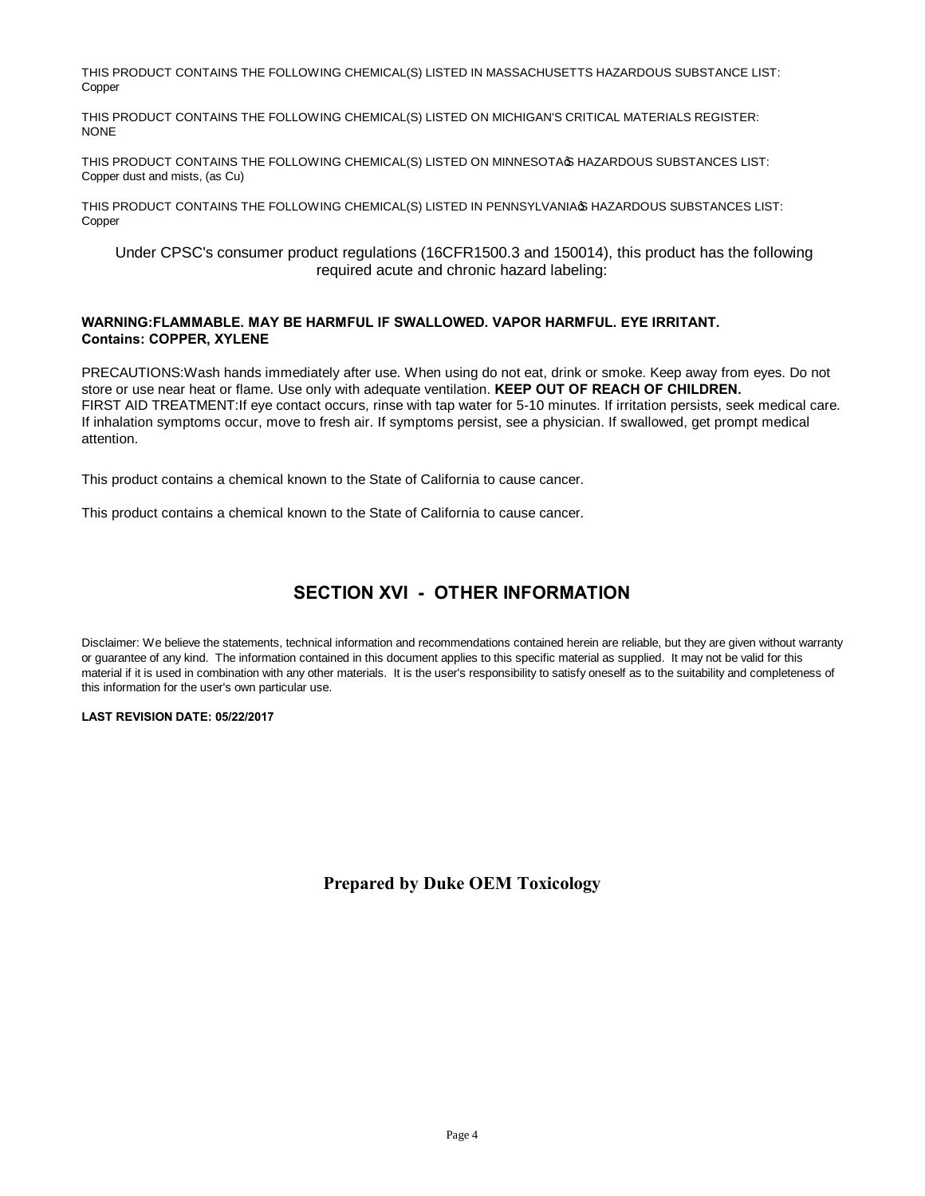THIS PRODUCT CONTAINS THE FOLLOWING CHEMICAL(S) LISTED IN MASSACHUSETTS HAZARDOUS SUBSTANCE LIST:
Copper

THIS PRODUCT CONTAINS THE FOLLOWING CHEMICAL(S) LISTED ON MICHIGAN'S CRITICAL MATERIALS REGISTER:
NONE

THIS PRODUCT CONTAINS THE FOLLOWING CHEMICAL(S) LISTED ON MINNESOTA'S HAZARDOUS SUBSTANCES LIST:
Copper dust and mists, (as Cu)

THIS PRODUCT CONTAINS THE FOLLOWING CHEMICAL(S) LISTED IN PENNSYLVANIA'S HAZARDOUS SUBSTANCES LIST:
Copper

Under CPSC's consumer product regulations (16CFR1500.3 and 150014), this product has the following required acute and chronic hazard labeling:

**WARNING:FLAMMABLE. MAY BE HARMFUL IF SWALLOWED. VAPOR HARMFUL. EYE IRRITANT.**
**Contains: COPPER, XYLENE**

PRECAUTIONS:Wash hands immediately after use. When using do not eat, drink or smoke. Keep away from eyes. Do not store or use near heat or flame. Use only with adequate ventilation. **KEEP OUT OF REACH OF CHILDREN.**
FIRST AID TREATMENT:If eye contact occurs, rinse with tap water for 5-10 minutes. If irritation persists, seek medical care. If inhalation symptoms occur, move to fresh air. If symptoms persist, see a physician. If swallowed, get prompt medical attention.

This product contains a chemical known to the State of California to cause cancer.

This product contains a chemical known to the State of California to cause cancer.

## SECTION XVI - OTHER INFORMATION

Disclaimer: We believe the statements, technical information and recommendations contained herein are reliable, but they are given without warranty or guarantee of any kind. The information contained in this document applies to this specific material as supplied. It may not be valid for this material if it is used in combination with any other materials. It is the user's responsibility to satisfy oneself as to the suitability and completeness of this information for the user's own particular use.

**LAST REVISION DATE: 05/22/2017**

**Prepared by Duke OEM Toxicology**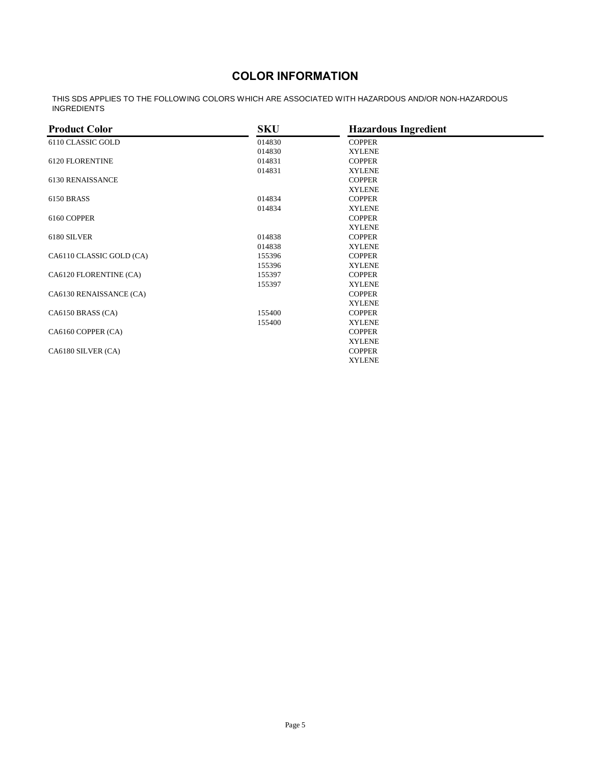## COLOR INFORMATION

THIS SDS APPLIES TO THE FOLLOWING COLORS WHICH ARE ASSOCIATED WITH HAZARDOUS AND/OR NON-HAZARDOUS INGREDIENTS

| Product Color | SKU | Hazardous Ingredient |
|---|---|---|
| 6110 CLASSIC GOLD | 014830 | COPPER |
| | 014830 | XYLENE |
| 6120 FLORENTINE | 014831 | COPPER |
| | 014831 | XYLENE |
| 6130 RENAISSANCE | | COPPER |
| | | XYLENE |
| 6150 BRASS | 014834 | COPPER |
| | 014834 | XYLENE |
| 6160 COPPER | | COPPER |
| | | XYLENE |
| 6180 SILVER | 014838 | COPPER |
| | 014838 | XYLENE |
| CA6110 CLASSIC GOLD (CA) | 155396 | COPPER |
| | 155396 | XYLENE |
| CA6120 FLORENTINE (CA) | 155397 | COPPER |
| | 155397 | XYLENE |
| CA6130 RENAISSANCE (CA) | | COPPER |
| | | XYLENE |
| CA6150 BRASS (CA) | 155400 | COPPER |
| | 155400 | XYLENE |
| CA6160 COPPER (CA) | | COPPER |
| | | XYLENE |
| CA6180 SILVER (CA) | | COPPER |
| | | XYLENE |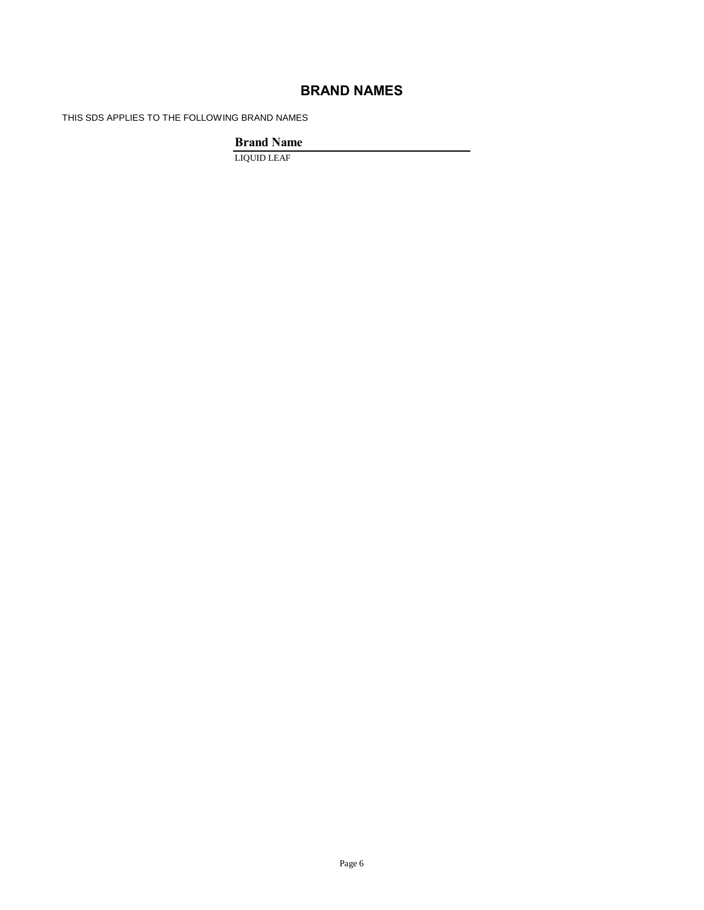## BRAND NAMES

THIS SDS APPLIES TO THE FOLLOWING BRAND NAMES

| Brand Name |
| --- |
| LIQUID LEAF |